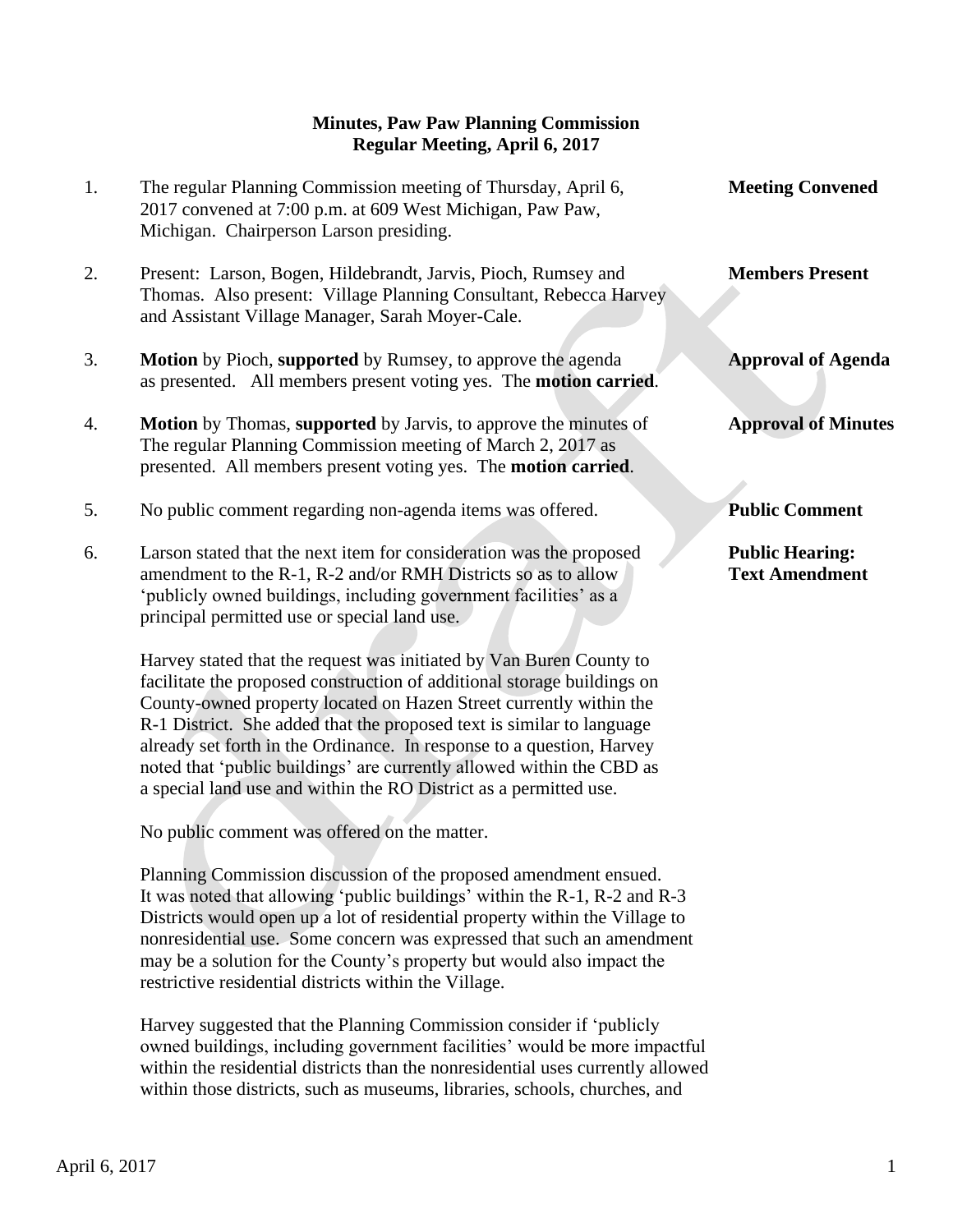# Minutes, Paw Paw Planning Commission
## Regular Meeting, April 6, 2017

1. The regular Planning Commission meeting of Thursday, April 6, 2017 convened at 7:00 p.m. at 609 West Michigan, Paw Paw, Michigan. Chairperson Larson presiding. **Meeting Convened**

2. Present: Larson, Bogen, Hildebrandt, Jarvis, Pioch, Rumsey and Thomas. Also present: Village Planning Consultant, Rebecca Harvey and Assistant Village Manager, Sarah Moyer-Cale. **Members Present**

3. **Motion** by Pioch, **supported** by Rumsey, to approve the agenda as presented. All members present voting yes. The **motion carried**. **Approval of Agenda**

4. **Motion** by Thomas, **supported** by Jarvis, to approve the minutes of The regular Planning Commission meeting of March 2, 2017 as presented. All members present voting yes. The **motion carried**. **Approval of Minutes**

5. No public comment regarding non-agenda items was offered. **Public Comment**

6. Larson stated that the next item for consideration was the proposed amendment to the R-1, R-2 and/or RMH Districts so as to allow 'publicly owned buildings, including government facilities' as a principal permitted use or special land use. **Public Hearing: Text Amendment**

   Harvey stated that the request was initiated by Van Buren County to facilitate the proposed construction of additional storage buildings on County-owned property located on Hazen Street currently within the R-1 District. She added that the proposed text is similar to language already set forth in the Ordinance. In response to a question, Harvey noted that 'public buildings' are currently allowed within the CBD as a special land use and within the RO District as a permitted use.

   No public comment was offered on the matter.

   Planning Commission discussion of the proposed amendment ensued. It was noted that allowing 'public buildings' within the R-1, R-2 and R-3 Districts would open up a lot of residential property within the Village to nonresidential use. Some concern was expressed that such an amendment may be a solution for the County's property but would also impact the restrictive residential districts within the Village.

   Harvey suggested that the Planning Commission consider if 'publicly owned buildings, including government facilities' would be more impactful within the residential districts than the nonresidential uses currently allowed within those districts, such as museums, libraries, schools, churches, and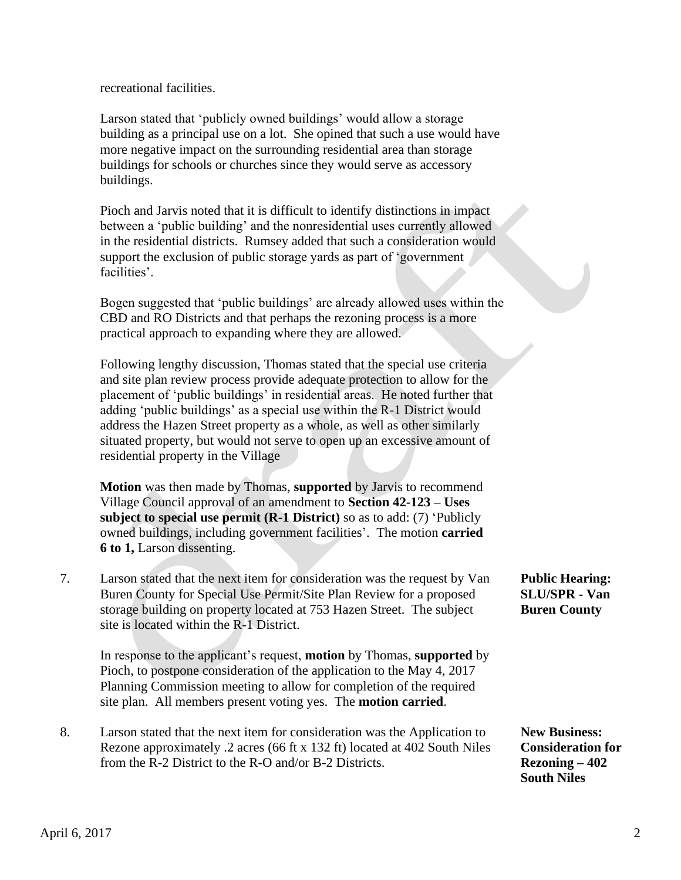recreational facilities.

Larson stated that 'publicly owned buildings' would allow a storage building as a principal use on a lot. She opined that such a use would have more negative impact on the surrounding residential area than storage buildings for schools or churches since they would serve as accessory buildings.

Pioch and Jarvis noted that it is difficult to identify distinctions in impact between a 'public building' and the nonresidential uses currently allowed in the residential districts. Rumsey added that such a consideration would support the exclusion of public storage yards as part of 'government facilities'.

Bogen suggested that 'public buildings' are already allowed uses within the CBD and RO Districts and that perhaps the rezoning process is a more practical approach to expanding where they are allowed.

Following lengthy discussion, Thomas stated that the special use criteria and site plan review process provide adequate protection to allow for the placement of 'public buildings' in residential areas. He noted further that adding 'public buildings' as a special use within the R-1 District would address the Hazen Street property as a whole, as well as other similarly situated property, but would not serve to open up an excessive amount of residential property in the Village

**Motion** was then made by Thomas, **supported** by Jarvis to recommend Village Council approval of an amendment to **Section 42-123 – Uses subject to special use permit (R-1 District)** so as to add: (7) 'Publicly owned buildings, including government facilities'. The motion **carried 6 to 1,** Larson dissenting.

**Public Hearing: SLU/SPR - Van Buren County**

7. Larson stated that the next item for consideration was the request by Van Buren County for Special Use Permit/Site Plan Review for a proposed storage building on property located at 753 Hazen Street. The subject site is located within the R-1 District.

   In response to the applicant's request, **motion** by Thomas, **supported** by Pioch, to postpone consideration of the application to the May 4, 2017 Planning Commission meeting to allow for completion of the required site plan. All members present voting yes. The **motion carried**.

**New Business: Consideration for Rezoning – 402 South Niles**

8. Larson stated that the next item for consideration was the Application to Rezone approximately .2 acres (66 ft x 132 ft) located at 402 South Niles from the R-2 District to the R-O and/or B-2 Districts.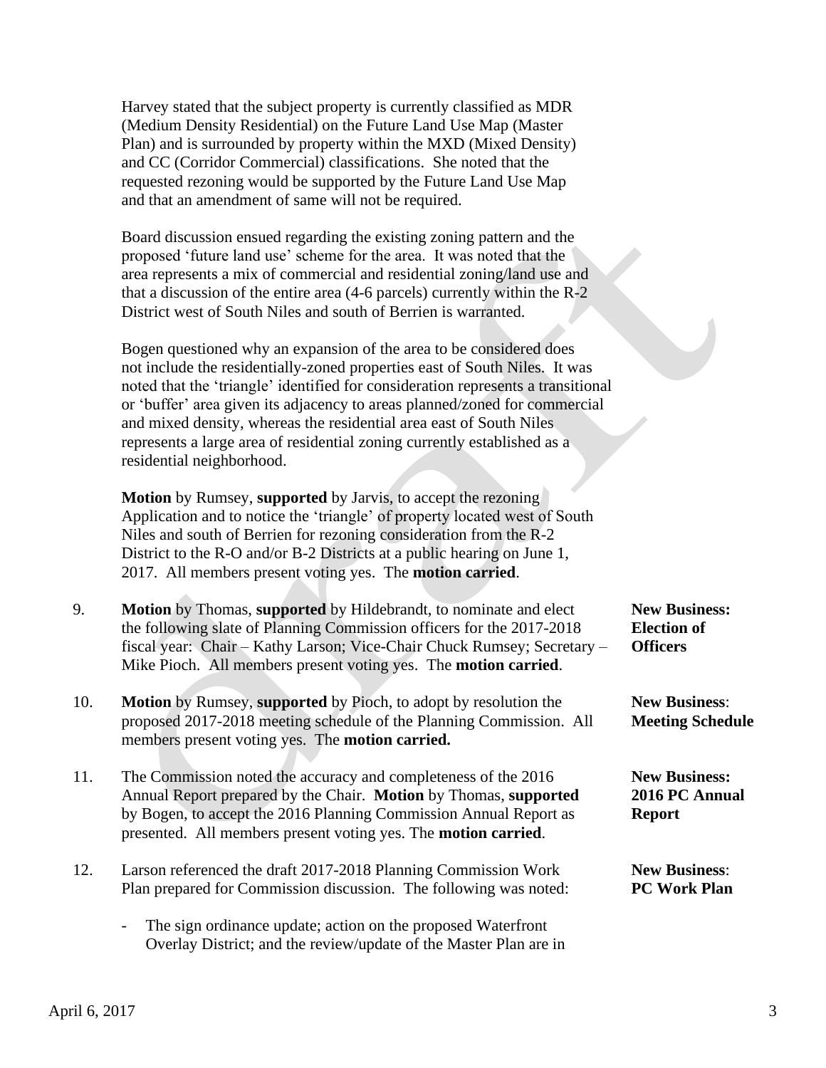Harvey stated that the subject property is currently classified as MDR (Medium Density Residential) on the Future Land Use Map (Master Plan) and is surrounded by property within the MXD (Mixed Density) and CC (Corridor Commercial) classifications. She noted that the requested rezoning would be supported by the Future Land Use Map and that an amendment of same will not be required.

Board discussion ensued regarding the existing zoning pattern and the proposed 'future land use' scheme for the area. It was noted that the area represents a mix of commercial and residential zoning/land use and that a discussion of the entire area (4-6 parcels) currently within the R-2 District west of South Niles and south of Berrien is warranted.

Bogen questioned why an expansion of the area to be considered does not include the residentially-zoned properties east of South Niles. It was noted that the 'triangle' identified for consideration represents a transitional or 'buffer' area given its adjacency to areas planned/zoned for commercial and mixed density, whereas the residential area east of South Niles represents a large area of residential zoning currently established as a residential neighborhood.

**Motion** by Rumsey, **supported** by Jarvis, to accept the rezoning Application and to notice the 'triangle' of property located west of South Niles and south of Berrien for rezoning consideration from the R-2 District to the R-O and/or B-2 Districts at a public hearing on June 1, 2017. All members present voting yes. The **motion carried**.

**New Business: Election of Officers**

9. **Motion** by Thomas, **supported** by Hildebrandt, to nominate and elect the following slate of Planning Commission officers for the 2017-2018 fiscal year: Chair – Kathy Larson; Vice-Chair Chuck Rumsey; Secretary – Mike Pioch. All members present voting yes. The **motion carried**.

**New Business: Meeting Schedule**

10. **Motion** by Rumsey, **supported** by Pioch, to adopt by resolution the proposed 2017-2018 meeting schedule of the Planning Commission. All members present voting yes. The **motion carried.**

**New Business: 2016 PC Annual Report**

11. The Commission noted the accuracy and completeness of the 2016 Annual Report prepared by the Chair. **Motion** by Thomas, **supported** by Bogen, to accept the 2016 Planning Commission Annual Report as presented. All members present voting yes. The **motion carried**.

**New Business: PC Work Plan**

12. Larson referenced the draft 2017-2018 Planning Commission Work Plan prepared for Commission discussion. The following was noted:

    - The sign ordinance update; action on the proposed Waterfront Overlay District; and the review/update of the Master Plan are in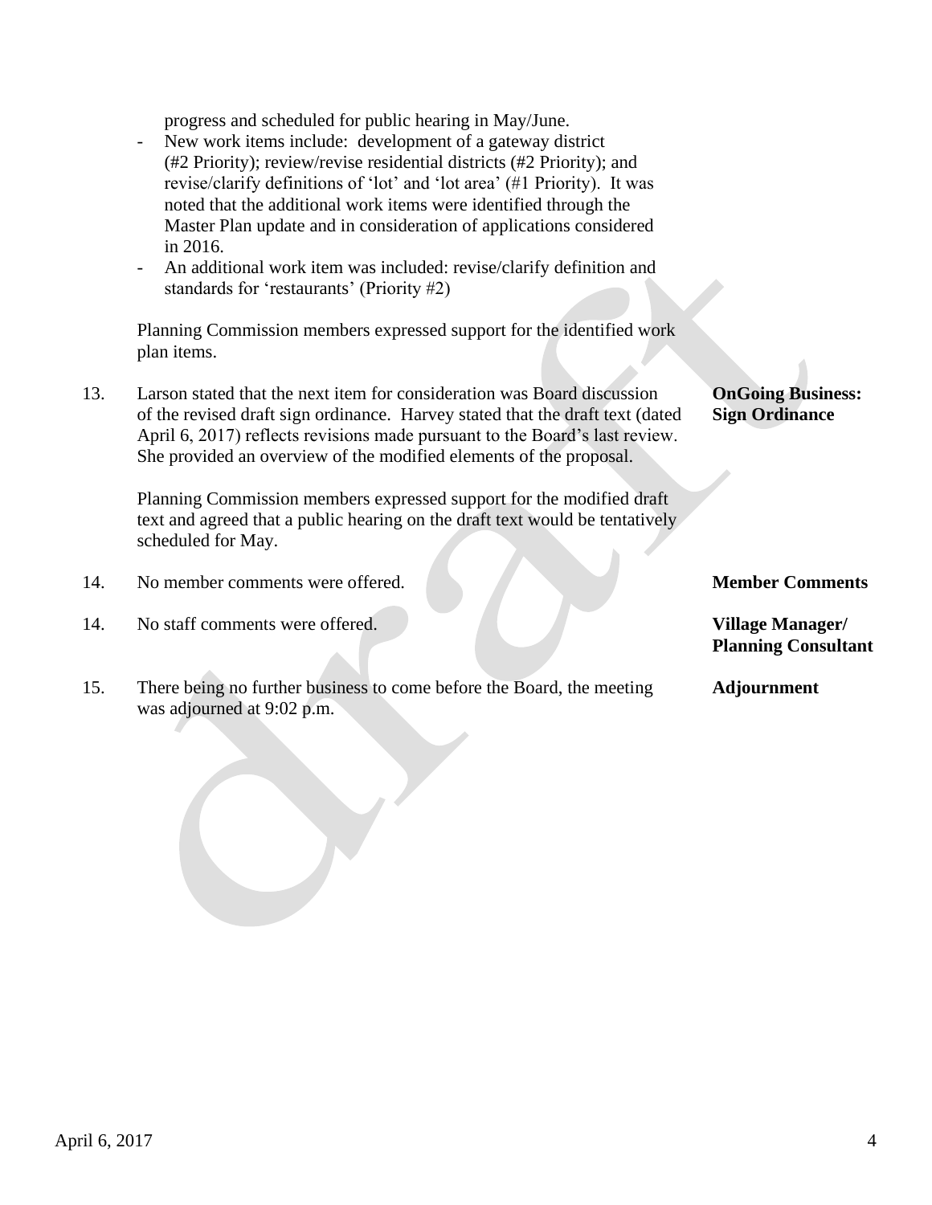progress and scheduled for public hearing in May/June.

- New work items include: development of a gateway district (#2 Priority); review/revise residential districts (#2 Priority); and revise/clarify definitions of 'lot' and 'lot area' (#1 Priority). It was noted that the additional work items were identified through the Master Plan update and in consideration of applications considered in 2016.
- An additional work item was included: revise/clarify definition and standards for 'restaurants' (Priority #2)

Planning Commission members expressed support for the identified work plan items.

13. Larson stated that the next item for consideration was Board discussion of the revised draft sign ordinance. Harvey stated that the draft text (dated April 6, 2017) reflects revisions made pursuant to the Board's last review. She provided an overview of the modified elements of the proposal. — **OnGoing Business: Sign Ordinance**

    Planning Commission members expressed support for the modified draft text and agreed that a public hearing on the draft text would be tentatively scheduled for May.

14. No member comments were offered. — **Member Comments**

14. No staff comments were offered. — **Village Manager/ Planning Consultant**

15. There being no further business to come before the Board, the meeting was adjourned at 9:02 p.m. — **Adjournment**